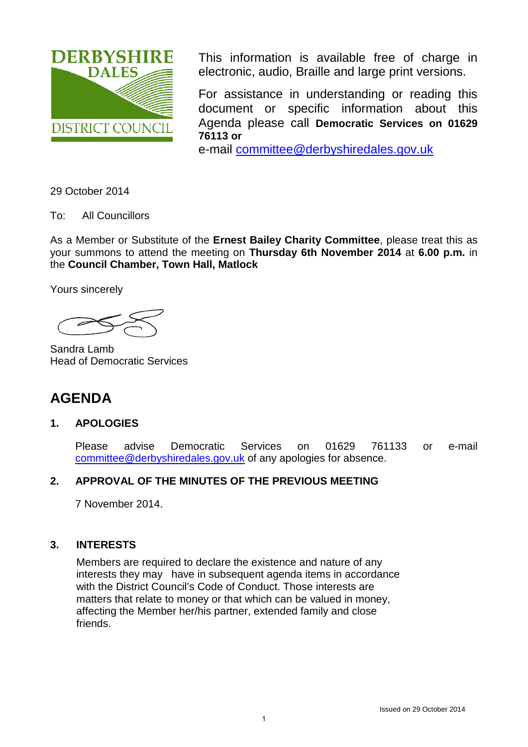DERBYSHIRE DALES DISTRICT COUNCIL

This information is available free of charge in electronic, audio, Braille and large print versions.

For assistance in understanding or reading this document or specific information about this Agenda please call **Democratic Services on 01629 76113 or**
e-mail committee@derbyshiredales.gov.uk

29 October 2014

To: All Councillors

As a Member or Substitute of the **Ernest Bailey Charity Committee**, please treat this as your summons to attend the meeting on **Thursday 6th November 2014** at **6.00 p.m.** in the **Council Chamber, Town Hall, Matlock**

Yours sincerely

Sandra Lamb
Head of Democratic Services

# AGENDA

## 1. APOLOGIES

Please advise Democratic Services on 01629 761133 or e-mail committee@derbyshiredales.gov.uk of any apologies for absence.

## 2. APPROVAL OF THE MINUTES OF THE PREVIOUS MEETING

7 November 2014.

## 3. INTERESTS

Members are required to declare the existence and nature of any interests they may have in subsequent agenda items in accordance with the District Council's Code of Conduct. Those interests are matters that relate to money or that which can be valued in money, affecting the Member her/his partner, extended family and close friends.

Issued on 29 October 2014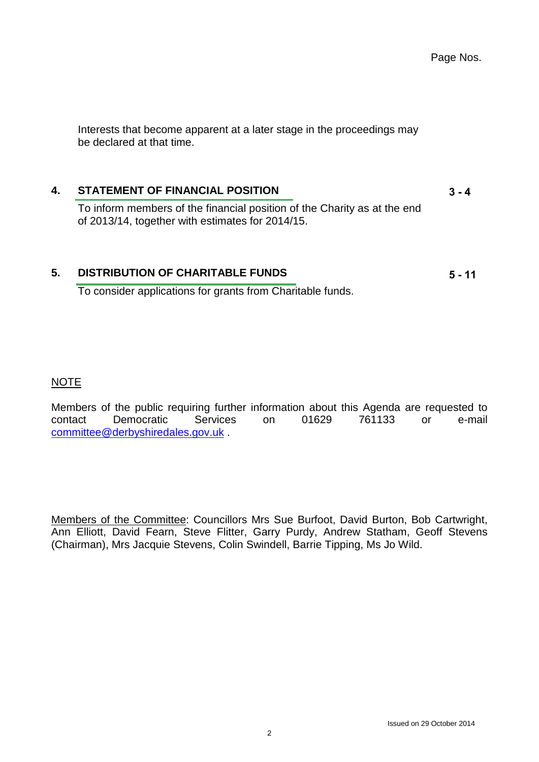Page Nos.

Interests that become apparent at a later stage in the proceedings may be declared at that time.

| | | |
|---|---|---|
| **4.** | **STATEMENT OF FINANCIAL POSITION**<br>To inform members of the financial position of the Charity as at the end of 2013/14, together with estimates for 2014/15. | **3 - 4** |
| **5.** | **DISTRIBUTION OF CHARITABLE FUNDS**<br>To consider applications for grants from Charitable funds. | **5 - 11** |

NOTE

Members of the public requiring further information about this Agenda are requested to contact Democratic Services on 01629 761133 or e-mail committee@derbyshiredales.gov.uk .

Members of the Committee: Councillors Mrs Sue Burfoot, David Burton, Bob Cartwright, Ann Elliott, David Fearn, Steve Flitter, Garry Purdy, Andrew Statham, Geoff Stevens (Chairman), Mrs Jacquie Stevens, Colin Swindell, Barrie Tipping, Ms Jo Wild.

Issued on 29 October 2014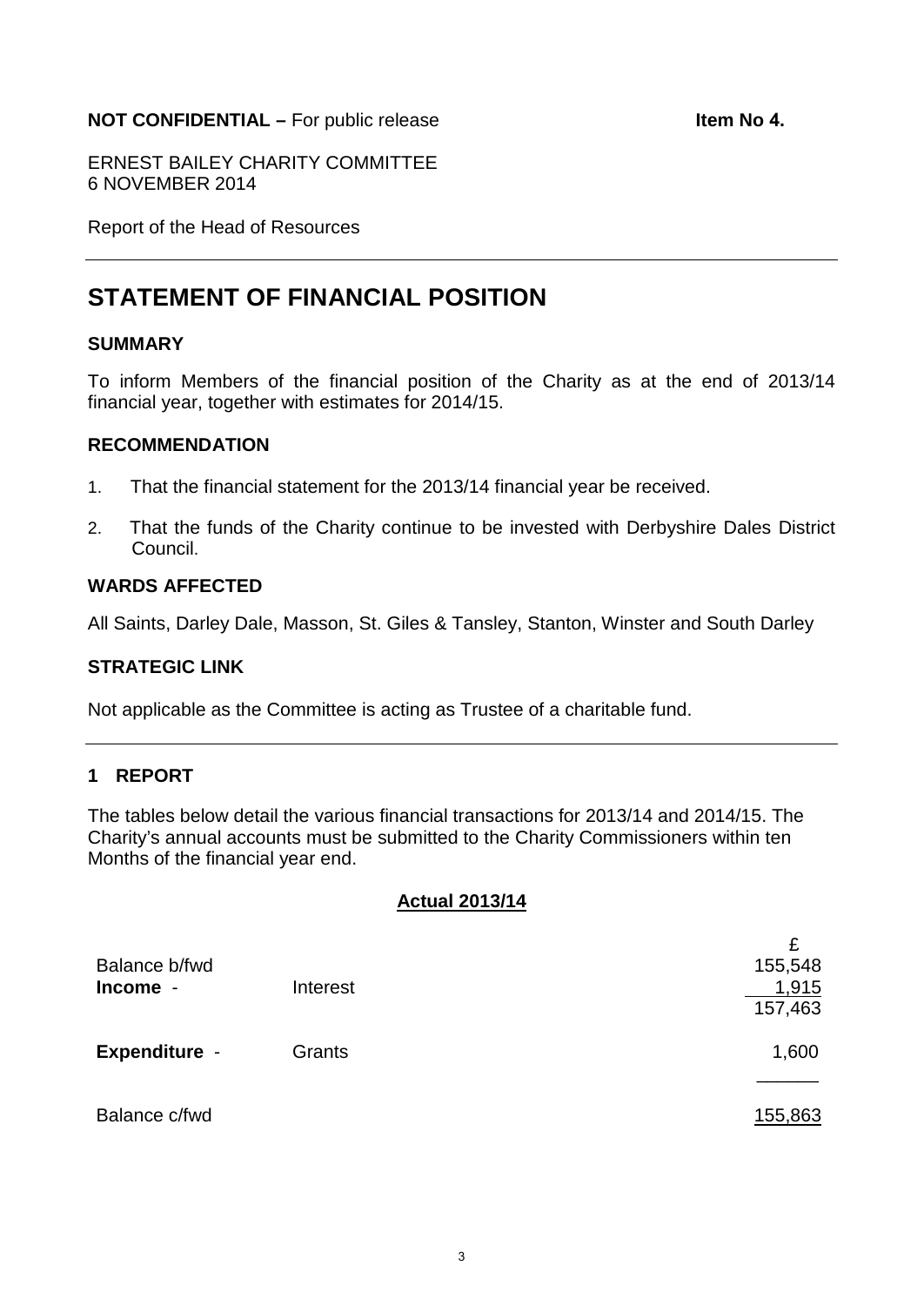**NOT CONFIDENTIAL –** For public release **Item No 4.**

ERNEST BAILEY CHARITY COMMITTEE
6 NOVEMBER 2014

Report of the Head of Resources

---

# STATEMENT OF FINANCIAL POSITION

### SUMMARY

To inform Members of the financial position of the Charity as at the end of 2013/14 financial year, together with estimates for 2014/15.

### RECOMMENDATION

1. That the financial statement for the 2013/14 financial year be received.
2. That the funds of the Charity continue to be invested with Derbyshire Dales District Council.

### WARDS AFFECTED

All Saints, Darley Dale, Masson, St. Giles & Tansley, Stanton, Winster and South Darley

### STRATEGIC LINK

Not applicable as the Committee is acting as Trustee of a charitable fund.

---

### 1 REPORT

The tables below detail the various financial transactions for 2013/14 and 2014/15. The Charity's annual accounts must be submitted to the Charity Commissioners within ten Months of the financial year end.

**Actual 2013/14**

| | | £ |
|---|---|---|
| Balance b/fwd | | 155,548 |
| **Income** - | Interest | 1,915 |
| | | 157,463 |
| **Expenditure** - | Grants | 1,600 |
| Balance c/fwd | | 155,863 |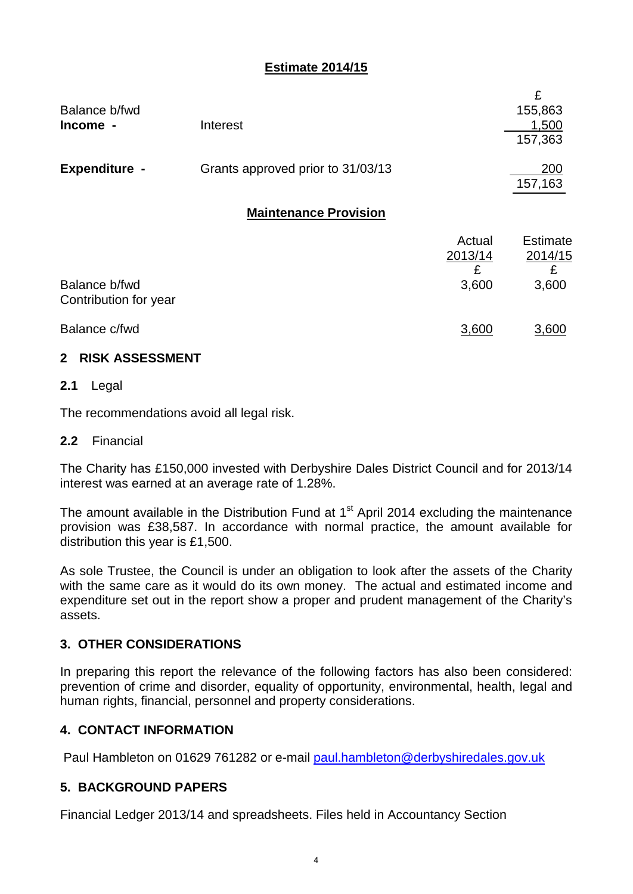## Estimate 2014/15

| | | £ |
|---|---|---|
| Balance b/fwd | | 155,863 |
| **Income -** | Interest | 1,500 |
| | | 157,363 |
| **Expenditure -** | Grants approved prior to 31/03/13 | 200 |
| | | 157,163 |

## Maintenance Provision

| | Actual 2013/14 £ | Estimate 2014/15 £ |
|---|---|---|
| Balance b/fwd | 3,600 | 3,600 |
| Contribution for year | | |
| Balance c/fwd | 3,600 | 3,600 |

## 2 RISK ASSESSMENT

### 2.1 Legal

The recommendations avoid all legal risk.

### 2.2 Financial

The Charity has £150,000 invested with Derbyshire Dales District Council and for 2013/14 interest was earned at an average rate of 1.28%.

The amount available in the Distribution Fund at 1st April 2014 excluding the maintenance provision was £38,587. In accordance with normal practice, the amount available for distribution this year is £1,500.

As sole Trustee, the Council is under an obligation to look after the assets of the Charity with the same care as it would do its own money. The actual and estimated income and expenditure set out in the report show a proper and prudent management of the Charity's assets.

## 3. OTHER CONSIDERATIONS

In preparing this report the relevance of the following factors has also been considered: prevention of crime and disorder, equality of opportunity, environmental, health, legal and human rights, financial, personnel and property considerations.

## 4. CONTACT INFORMATION

Paul Hambleton on 01629 761282 or e-mail paul.hambleton@derbyshiredales.gov.uk

## 5. BACKGROUND PAPERS

Financial Ledger 2013/14 and spreadsheets. Files held in Accountancy Section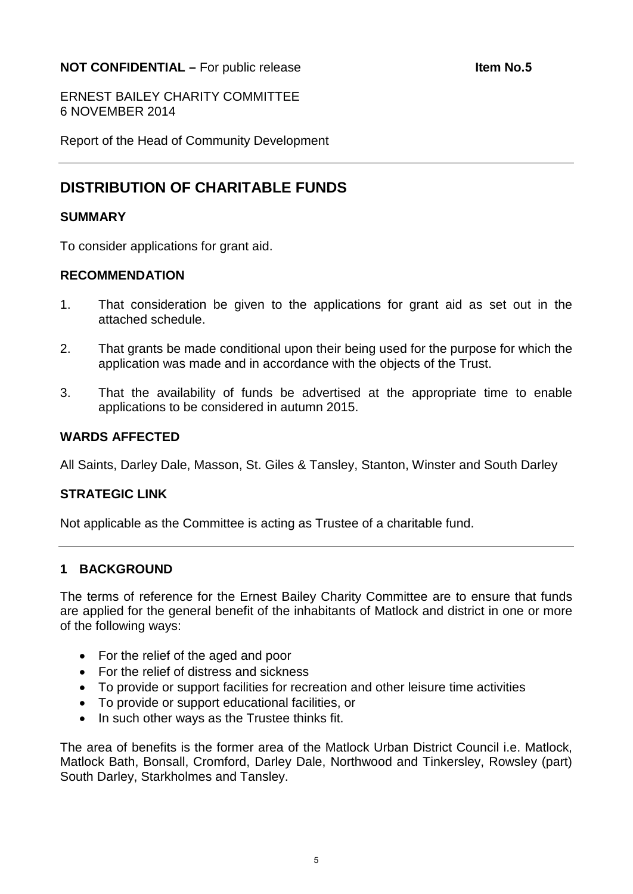**NOT CONFIDENTIAL –** For public release **Item No.5**

ERNEST BAILEY CHARITY COMMITTEE
6 NOVEMBER 2014

Report of the Head of Community Development

# DISTRIBUTION OF CHARITABLE FUNDS

### SUMMARY

To consider applications for grant aid.

### RECOMMENDATION

1. That consideration be given to the applications for grant aid as set out in the attached schedule.

2. That grants be made conditional upon their being used for the purpose for which the application was made and in accordance with the objects of the Trust.

3. That the availability of funds be advertised at the appropriate time to enable applications to be considered in autumn 2015.

### WARDS AFFECTED

All Saints, Darley Dale, Masson, St. Giles & Tansley, Stanton, Winster and South Darley

### STRATEGIC LINK

Not applicable as the Committee is acting as Trustee of a charitable fund.

## 1 BACKGROUND

The terms of reference for the Ernest Bailey Charity Committee are to ensure that funds are applied for the general benefit of the inhabitants of Matlock and district in one or more of the following ways:

- For the relief of the aged and poor
- For the relief of distress and sickness
- To provide or support facilities for recreation and other leisure time activities
- To provide or support educational facilities, or
- In such other ways as the Trustee thinks fit.

The area of benefits is the former area of the Matlock Urban District Council i.e. Matlock, Matlock Bath, Bonsall, Cromford, Darley Dale, Northwood and Tinkersley, Rowsley (part) South Darley, Starkholmes and Tansley.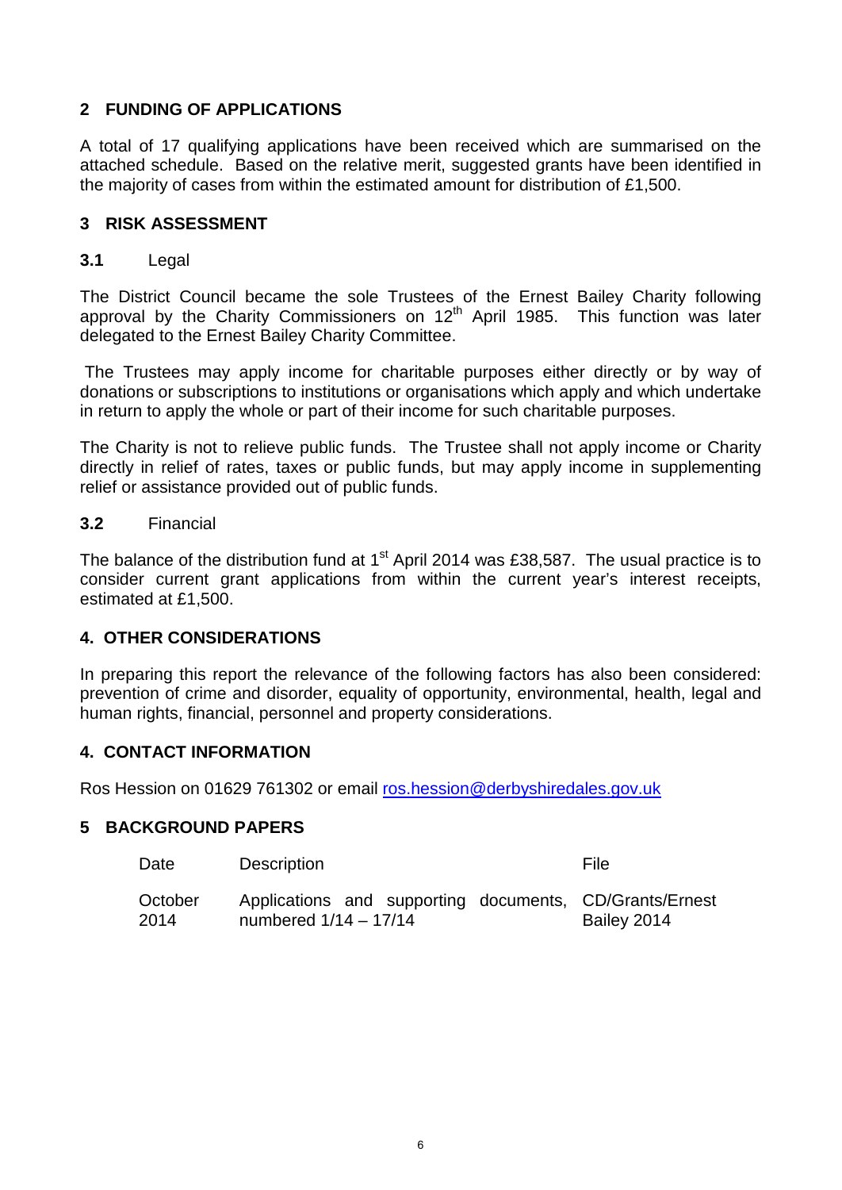## 2 FUNDING OF APPLICATIONS

A total of 17 qualifying applications have been received which are summarised on the attached schedule. Based on the relative merit, suggested grants have been identified in the majority of cases from within the estimated amount for distribution of £1,500.

## 3 RISK ASSESSMENT

**3.1** Legal

The District Council became the sole Trustees of the Ernest Bailey Charity following approval by the Charity Commissioners on 12th April 1985. This function was later delegated to the Ernest Bailey Charity Committee.

The Trustees may apply income for charitable purposes either directly or by way of donations or subscriptions to institutions or organisations which apply and which undertake in return to apply the whole or part of their income for such charitable purposes.

The Charity is not to relieve public funds. The Trustee shall not apply income or Charity directly in relief of rates, taxes or public funds, but may apply income in supplementing relief or assistance provided out of public funds.

**3.2** Financial

The balance of the distribution fund at 1st April 2014 was £38,587. The usual practice is to consider current grant applications from within the current year's interest receipts, estimated at £1,500.

## 4. OTHER CONSIDERATIONS

In preparing this report the relevance of the following factors has also been considered: prevention of crime and disorder, equality of opportunity, environmental, health, legal and human rights, financial, personnel and property considerations.

## 4. CONTACT INFORMATION

Ros Hession on 01629 761302 or email ros.hession@derbyshiredales.gov.uk

## 5 BACKGROUND PAPERS

| Date | Description | File |
|---|---|---|
| October 2014 | Applications and supporting documents, numbered 1/14 – 17/14 | CD/Grants/Ernest Bailey 2014 |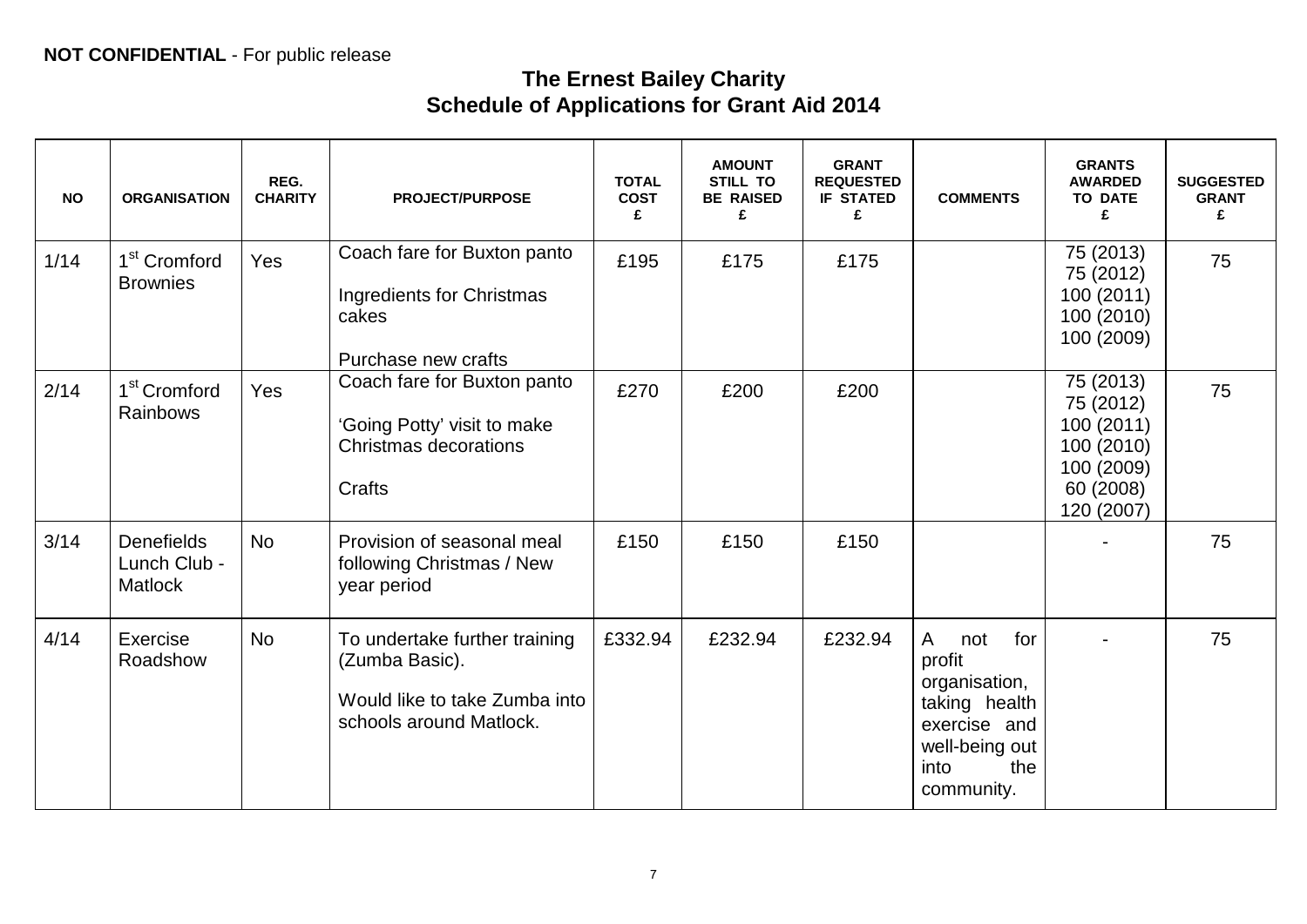**NOT CONFIDENTIAL** - For public release

# The Ernest Bailey Charity
## Schedule of Applications for Grant Aid 2014

| NO | ORGANISATION | REG. CHARITY | PROJECT/PURPOSE | TOTAL COST £ | AMOUNT STILL TO BE RAISED £ | GRANT REQUESTED IF STATED £ | COMMENTS | GRANTS AWARDED TO DATE £ | SUGGESTED GRANT £ |
|---|---|---|---|---|---|---|---|---|---|
| 1/14 | 1st Cromford Brownies | Yes | Coach fare for Buxton panto<br><br>Ingredients for Christmas cakes<br><br>Purchase new crafts | £195 | £175 | £175 | | 75 (2013)<br>75 (2012)<br>100 (2011)<br>100 (2010)<br>100 (2009) | 75 |
| 2/14 | 1st Cromford Rainbows | Yes | Coach fare for Buxton panto<br><br>'Going Potty' visit to make Christmas decorations<br><br>Crafts | £270 | £200 | £200 | | 75 (2013)<br>75 (2012)<br>100 (2011)<br>100 (2010)<br>100 (2009)<br>60 (2008)<br>120 (2007) | 75 |
| 3/14 | Denefields Lunch Club - Matlock | No | Provision of seasonal meal following Christmas / New year period | £150 | £150 | £150 | | - | 75 |
| 4/14 | Exercise Roadshow | No | To undertake further training (Zumba Basic).<br><br>Would like to take Zumba into schools around Matlock. | £332.94 | £232.94 | £232.94 | A not for profit organisation, taking health exercise and well-being out into the community. | - | 75 |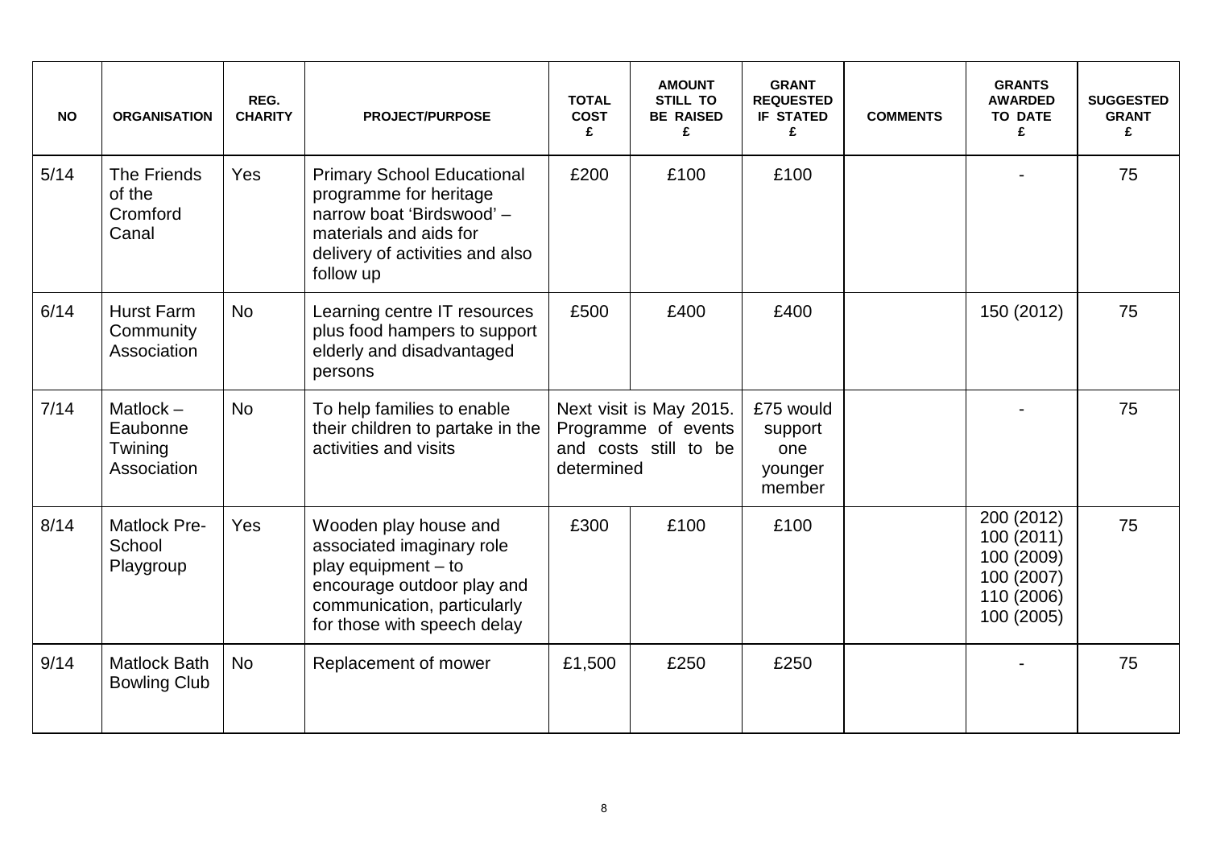| NO | ORGANISATION | REG. CHARITY | PROJECT/PURPOSE | TOTAL COST £ | AMOUNT STILL TO BE RAISED £ | GRANT REQUESTED IF STATED £ | COMMENTS | GRANTS AWARDED TO DATE £ | SUGGESTED GRANT £ |
|---|---|---|---|---|---|---|---|---|---|
| 5/14 | The Friends of the Cromford Canal | Yes | Primary School Educational programme for heritage narrow boat 'Birdswood' – materials and aids for delivery of activities and also follow up | £200 | £100 | £100 | | - | 75 |
| 6/14 | Hurst Farm Community Association | No | Learning centre IT resources plus food hampers to support elderly and disadvantaged persons | £500 | £400 | £400 | | 150 (2012) | 75 |
| 7/14 | Matlock – Eaubonne Twining Association | No | To help families to enable their children to partake in the activities and visits | Next visit is May 2015. Programme of events and costs still to be determined | | £75 would support one younger member | | - | 75 |
| 8/14 | Matlock Pre-School Playgroup | Yes | Wooden play house and associated imaginary role play equipment – to encourage outdoor play and communication, particularly for those with speech delay | £300 | £100 | £100 | | 200 (2012) 100 (2011) 100 (2009) 100 (2007) 110 (2006) 100 (2005) | 75 |
| 9/14 | Matlock Bath Bowling Club | No | Replacement of mower | £1,500 | £250 | £250 | | - | 75 |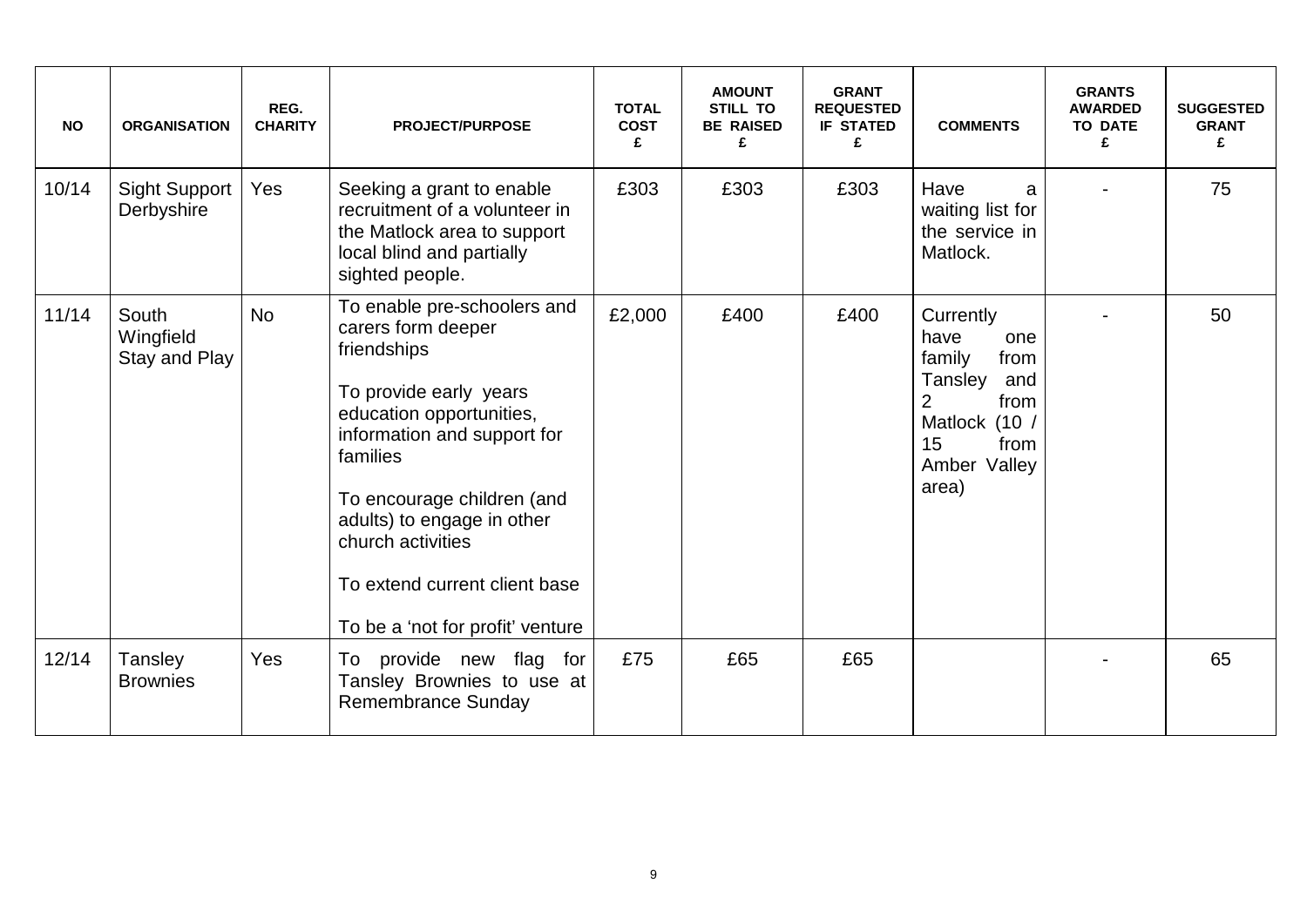| NO | ORGANISATION | REG. CHARITY | PROJECT/PURPOSE | TOTAL COST £ | AMOUNT STILL TO BE RAISED £ | GRANT REQUESTED IF STATED £ | COMMENTS | GRANTS AWARDED TO DATE £ | SUGGESTED GRANT £ |
|---|---|---|---|---|---|---|---|---|---|
| 10/14 | Sight Support Derbyshire | Yes | Seeking a grant to enable recruitment of a volunteer in the Matlock area to support local blind and partially sighted people. | £303 | £303 | £303 | Have a waiting list for the service in Matlock. | - | 75 |
| 11/14 | South Wingfield Stay and Play | No | To enable pre-schoolers and carers form deeper friendships<br><br>To provide early years education opportunities, information and support for families<br><br>To encourage children (and adults) to engage in other church activities<br><br>To extend current client base<br><br>To be a 'not for profit' venture | £2,000 | £400 | £400 | Currently have one family from Tansley and 2 from Matlock (10 / 15 from Amber Valley area) | - | 50 |
| 12/14 | Tansley Brownies | Yes | To provide new flag for Tansley Brownies to use at Remembrance Sunday | £75 | £65 | £65 | | - | 65 |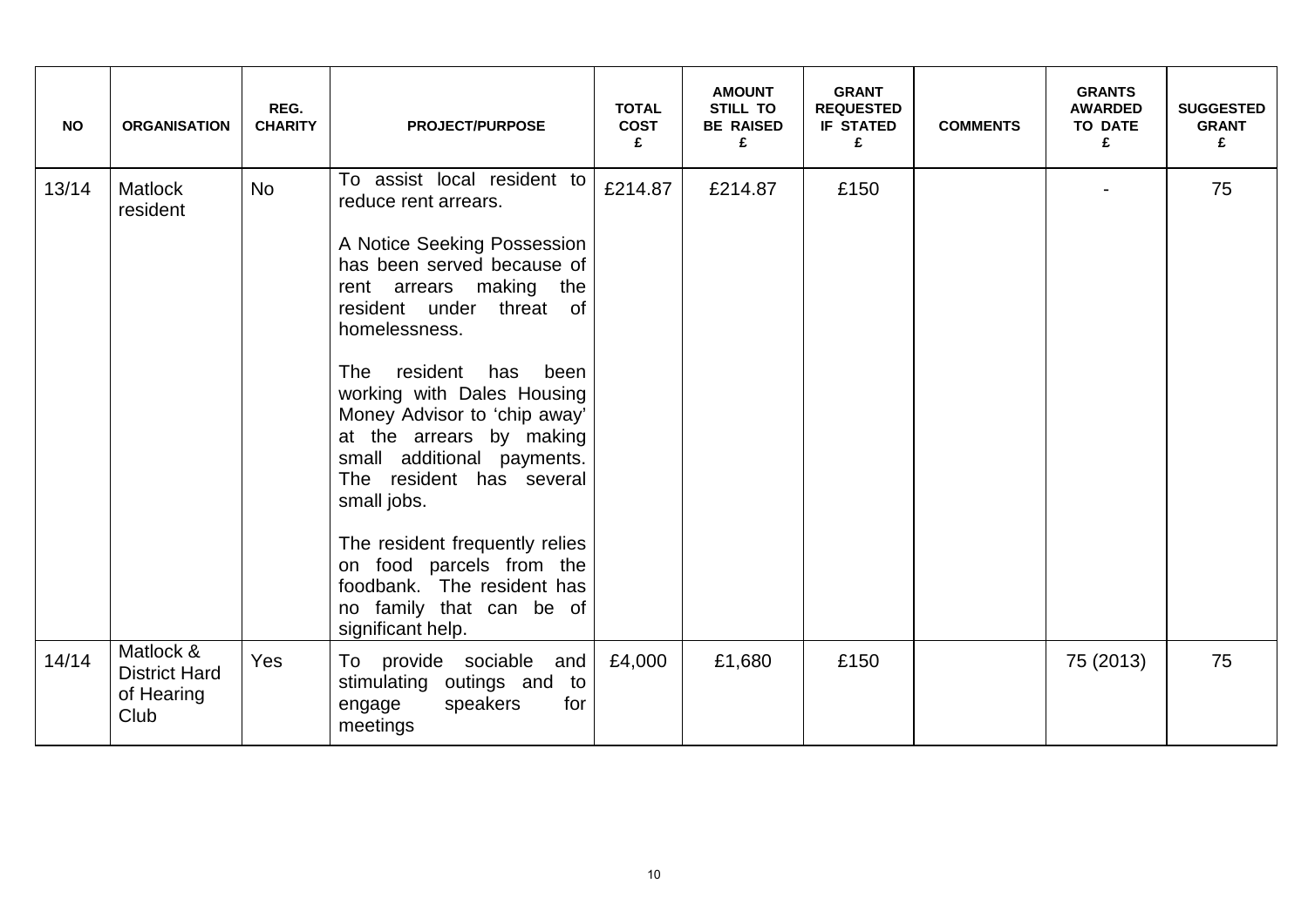| NO | ORGANISATION | REG. CHARITY | PROJECT/PURPOSE | TOTAL COST £ | AMOUNT STILL TO BE RAISED £ | GRANT REQUESTED IF STATED £ | COMMENTS | GRANTS AWARDED TO DATE £ | SUGGESTED GRANT £ |
|---|---|---|---|---|---|---|---|---|---|
| 13/14 | Matlock resident | No | To assist local resident to reduce rent arrears.<br><br>A Notice Seeking Possession has been served because of rent arrears making the resident under threat of homelessness.<br><br>The resident has been working with Dales Housing Money Advisor to 'chip away' at the arrears by making small additional payments. The resident has several small jobs.<br><br>The resident frequently relies on food parcels from the foodbank. The resident has no family that can be of significant help. | £214.87 | £214.87 | £150 | | - | 75 |
| 14/14 | Matlock & District Hard of Hearing Club | Yes | To provide sociable and stimulating outings and to engage speakers for meetings | £4,000 | £1,680 | £150 | | 75 (2013) | 75 |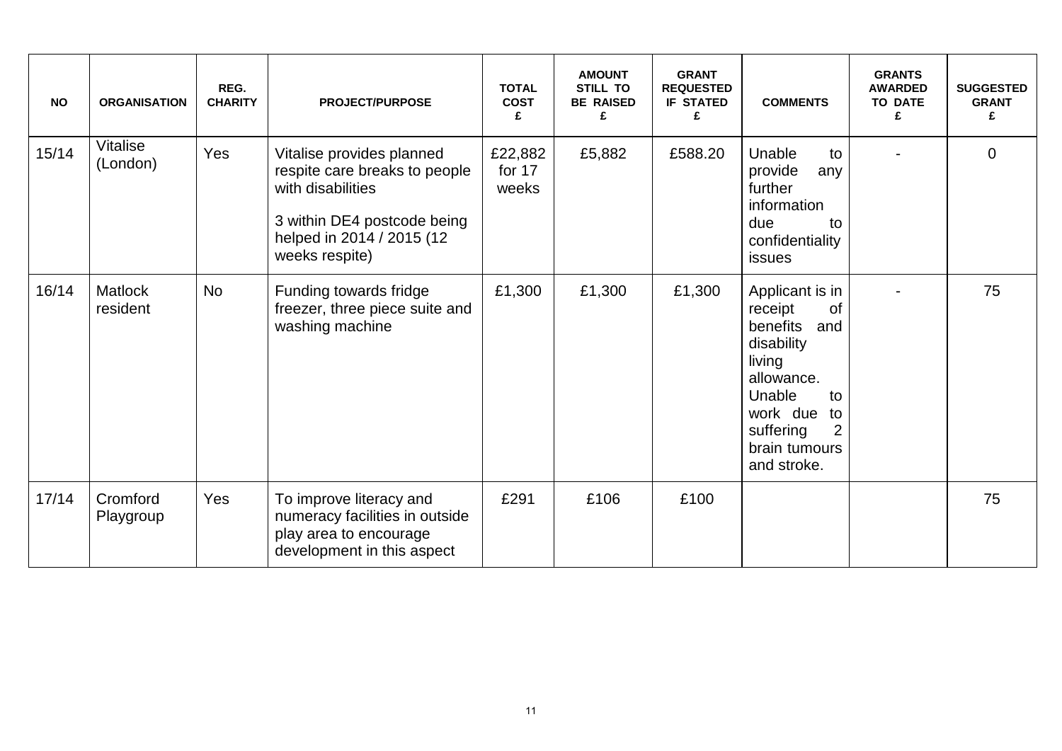| NO | ORGANISATION | REG. CHARITY | PROJECT/PURPOSE | TOTAL COST £ | AMOUNT STILL TO BE RAISED £ | GRANT REQUESTED IF STATED £ | COMMENTS | GRANTS AWARDED TO DATE £ | SUGGESTED GRANT £ |
|---|---|---|---|---|---|---|---|---|---|
| 15/14 | Vitalise (London) | Yes | Vitalise provides planned respite care breaks to people with disabilities<br><br>3 within DE4 postcode being helped in 2014 / 2015 (12 weeks respite) | £22,882 for 17 weeks | £5,882 | £588.20 | Unable to provide any further information due to confidentiality issues | - | 0 |
| 16/14 | Matlock resident | No | Funding towards fridge freezer, three piece suite and washing machine | £1,300 | £1,300 | £1,300 | Applicant is in receipt of benefits and disability living allowance. Unable to work due to suffering 2 brain tumours and stroke. | - | 75 |
| 17/14 | Cromford Playgroup | Yes | To improve literacy and numeracy facilities in outside play area to encourage development in this aspect | £291 | £106 | £100 | | | 75 |